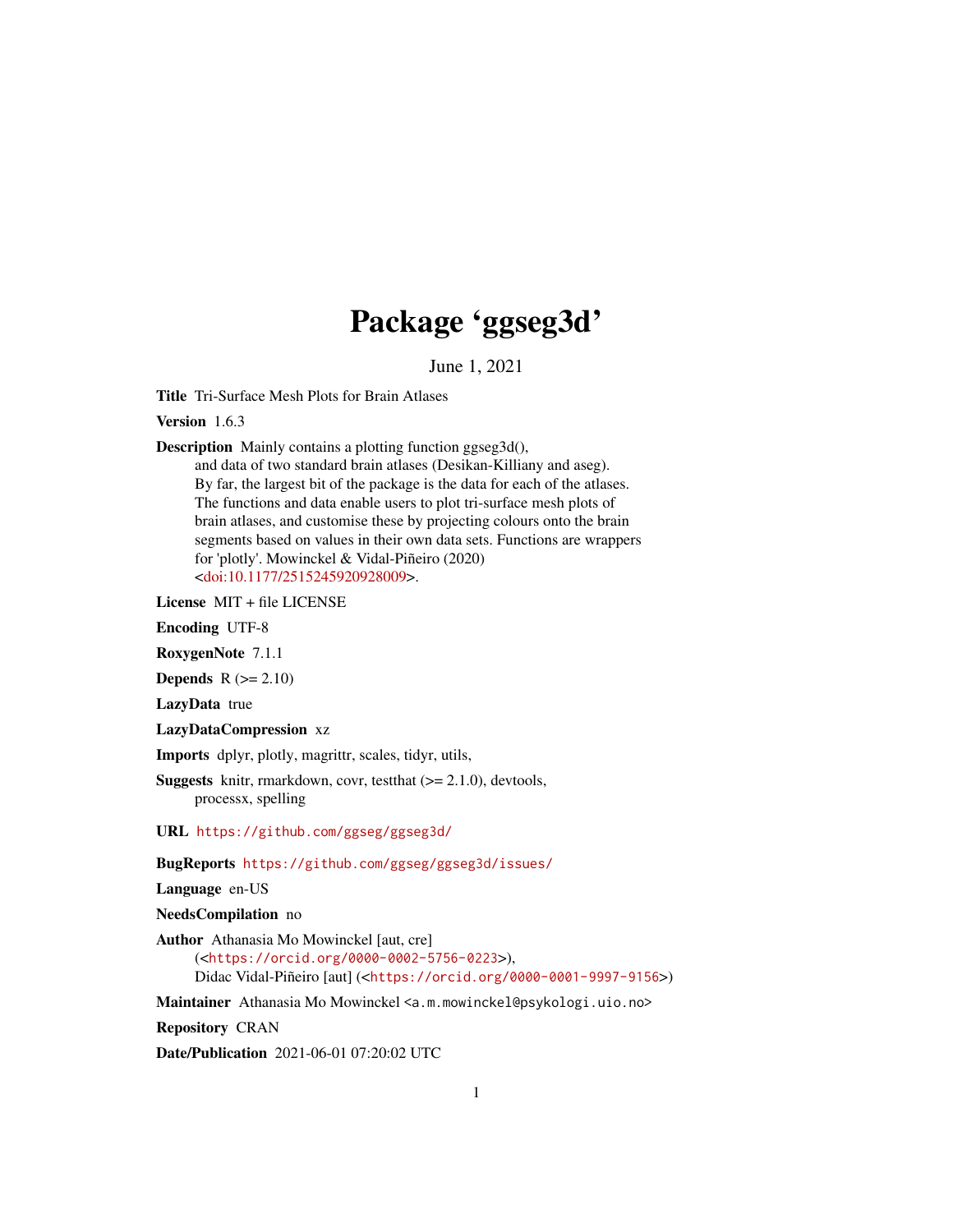# Package 'ggseg3d'

June 1, 2021

**Title** Tri-Surface Mesh Plots for Brain Atlases

**Version** 1.6.3

**Description** Mainly contains a plotting function ggseg3d(), and data of two standard brain atlases (Desikan-Killiany and aseg). By far, the largest bit of the package is the data for each of the atlases. The functions and data enable users to plot tri-surface mesh plots of brain atlases, and customise these by projecting colours onto the brain segments based on values in their own data sets. Functions are wrappers for 'plotly'. Mowinckel & Vidal-Piñeiro (2020) <doi:10.1177/2515245920928009>.

**License** MIT + file LICENSE

**Encoding** UTF-8

**RoxygenNote** 7.1.1

**Depends** R (>= 2.10)

**LazyData** true

**LazyDataCompression** xz

**Imports** dplyr, plotly, magrittr, scales, tidyr, utils,

**Suggests** knitr, rmarkdown, covr, testthat (>= 2.1.0), devtools, processx, spelling

**URL** https://github.com/ggseg/ggseg3d/

**BugReports** https://github.com/ggseg/ggseg3d/issues/

**Language** en-US

**NeedsCompilation** no

**Author** Athanasia Mo Mowinckel [aut, cre] (<https://orcid.org/0000-0002-5756-0223>), Didac Vidal-Piñeiro [aut] (<https://orcid.org/0000-0001-9997-9156>)

**Maintainer** Athanasia Mo Mowinckel <a.m.mowinckel@psykologi.uio.no>

**Repository** CRAN

**Date/Publication** 2021-06-01 07:20:02 UTC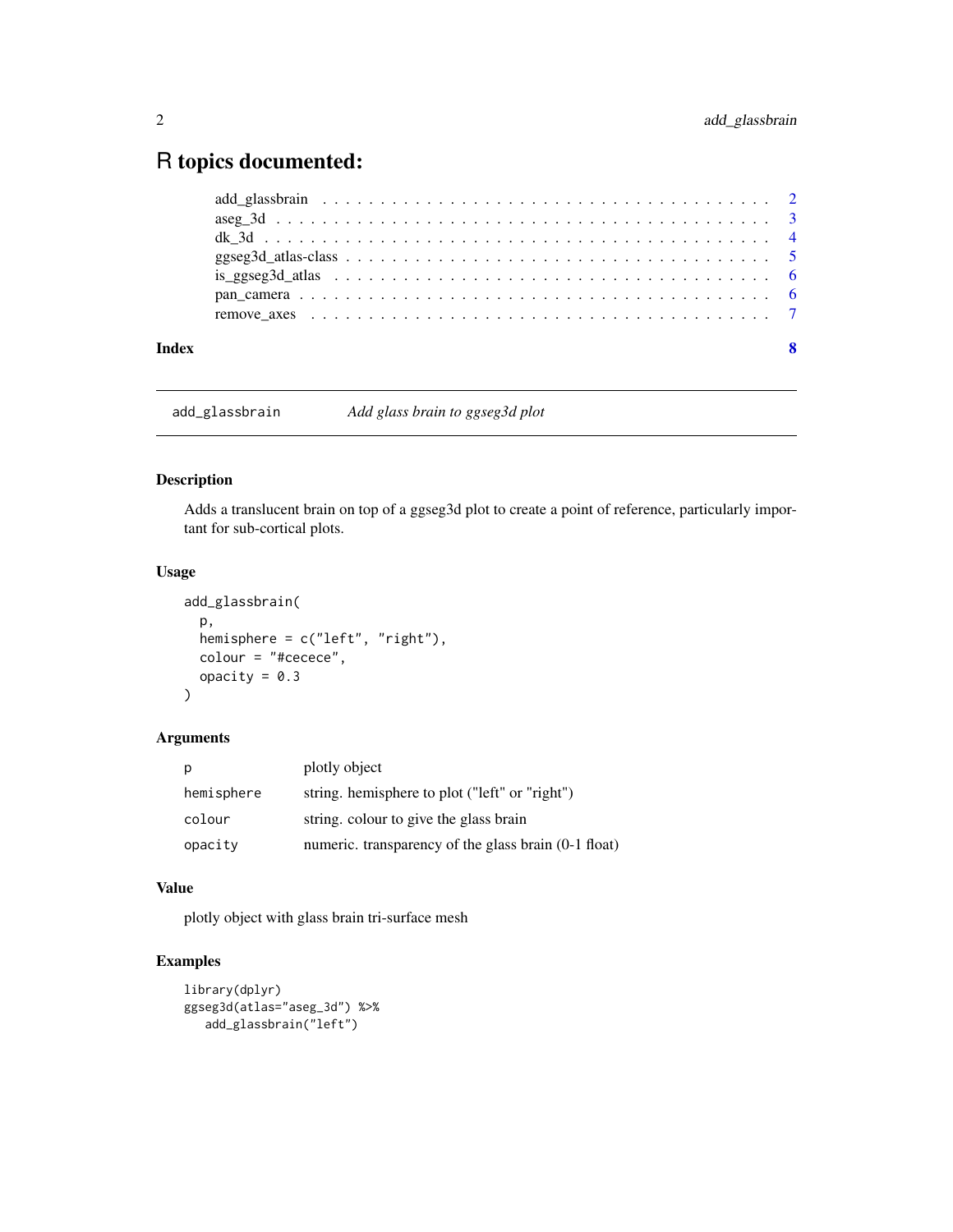# R topics documented:

- add_glassbrain . . . . . . . . . . . . . . . . . . . . . . . . . . . . . . . . . . . 2
- aseg_3d . . . . . . . . . . . . . . . . . . . . . . . . . . . . . . . . . . . . . . 3
- dk_3d . . . . . . . . . . . . . . . . . . . . . . . . . . . . . . . . . . . . . . . 4
- ggseg3d_atlas-class . . . . . . . . . . . . . . . . . . . . . . . . . . . . . . . . 5
- is_ggseg3d_atlas . . . . . . . . . . . . . . . . . . . . . . . . . . . . . . . . . 6
- pan_camera . . . . . . . . . . . . . . . . . . . . . . . . . . . . . . . . . . . . 6
- remove_axes . . . . . . . . . . . . . . . . . . . . . . . . . . . . . . . . . . . . 7

**Index** **8**

---

`add_glassbrain` *Add glass brain to ggseg3d plot*

---

### Description

Adds a translucent brain on top of a ggseg3d plot to create a point of reference, particularly important for sub-cortical plots.

### Usage

```
add_glassbrain(
  p,
  hemisphere = c("left", "right"),
  colour = "#cecece",
  opacity = 0.3
)
```

### Arguments

| | |
|---|---|
| `p` | plotly object |
| `hemisphere` | string. hemisphere to plot ("left" or "right") |
| `colour` | string. colour to give the glass brain |
| `opacity` | numeric. transparency of the glass brain (0-1 float) |

### Value

plotly object with glass brain tri-surface mesh

### Examples

```
library(dplyr)
ggseg3d(atlas="aseg_3d") %>%
   add_glassbrain("left")
```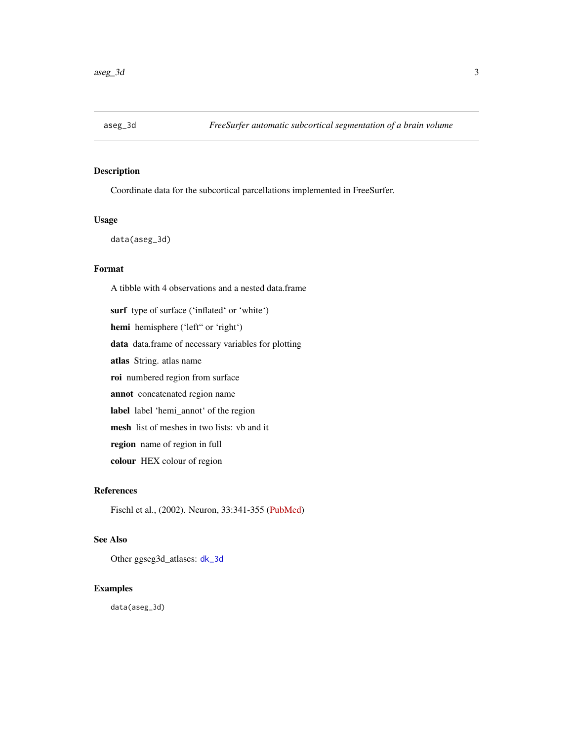## aseg_3d — *FreeSurfer automatic subcortical segmentation of a brain volume*

### Description

Coordinate data for the subcortical parcellations implemented in FreeSurfer.

### Usage

```
data(aseg_3d)
```

### Format

A tibble with 4 observations and a nested data.frame

- **surf** type of surface (‘inflated‘ or ‘white‘)
- **hemi** hemisphere (‘left“ or ‘right‘)
- **data** data.frame of necessary variables for plotting
- **atlas** String. atlas name
- **roi** numbered region from surface
- **annot** concatenated region name
- **label** label ‘hemi_annot‘ of the region
- **mesh** list of meshes in two lists: vb and it
- **region** name of region in full
- **colour** HEX colour of region

### References

Fischl et al., (2002). Neuron, 33:341-355 (PubMed)

### See Also

Other ggseg3d_atlases: `dk_3d`

### Examples

```
data(aseg_3d)
```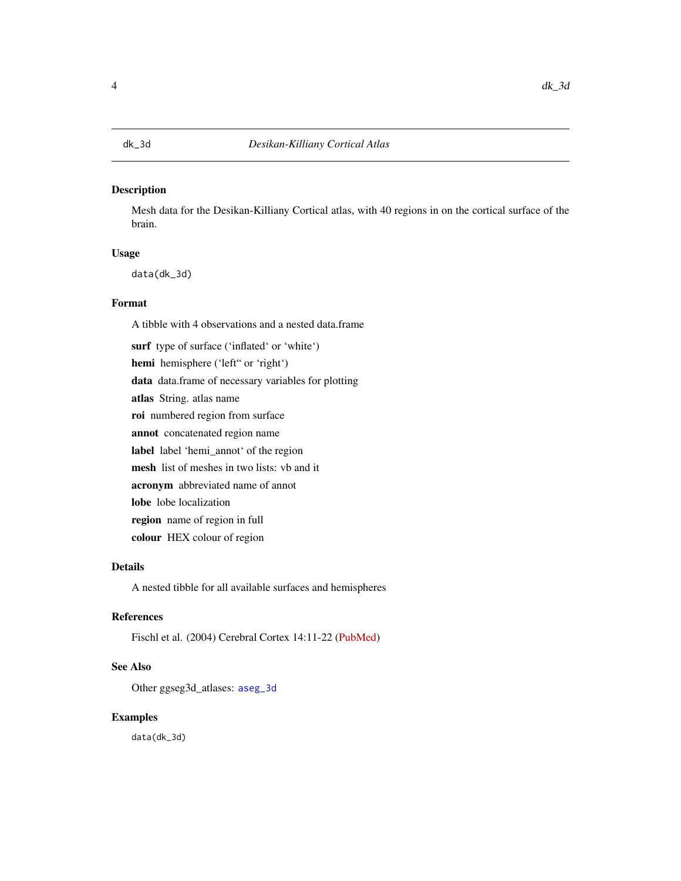# dk_3d — *Desikan-Killiany Cortical Atlas*

## Description

Mesh data for the Desikan-Killiany Cortical atlas, with 40 regions in on the cortical surface of the brain.

## Usage

```
data(dk_3d)
```

## Format

A tibble with 4 observations and a nested data.frame

**surf** type of surface (‘inflated‘ or ‘white‘)

**hemi** hemisphere (‘left‘‘ or ‘right‘)

**data** data.frame of necessary variables for plotting

**atlas** String. atlas name

**roi** numbered region from surface

**annot** concatenated region name

**label** label ‘hemi_annot‘ of the region

**mesh** list of meshes in two lists: vb and it

**acronym** abbreviated name of annot

**lobe** lobe localization

**region** name of region in full

**colour** HEX colour of region

## Details

A nested tibble for all available surfaces and hemispheres

## References

Fischl et al. (2004) Cerebral Cortex 14:11-22 (PubMed)

## See Also

Other ggseg3d_atlases: `aseg_3d`

## Examples

```
data(dk_3d)
```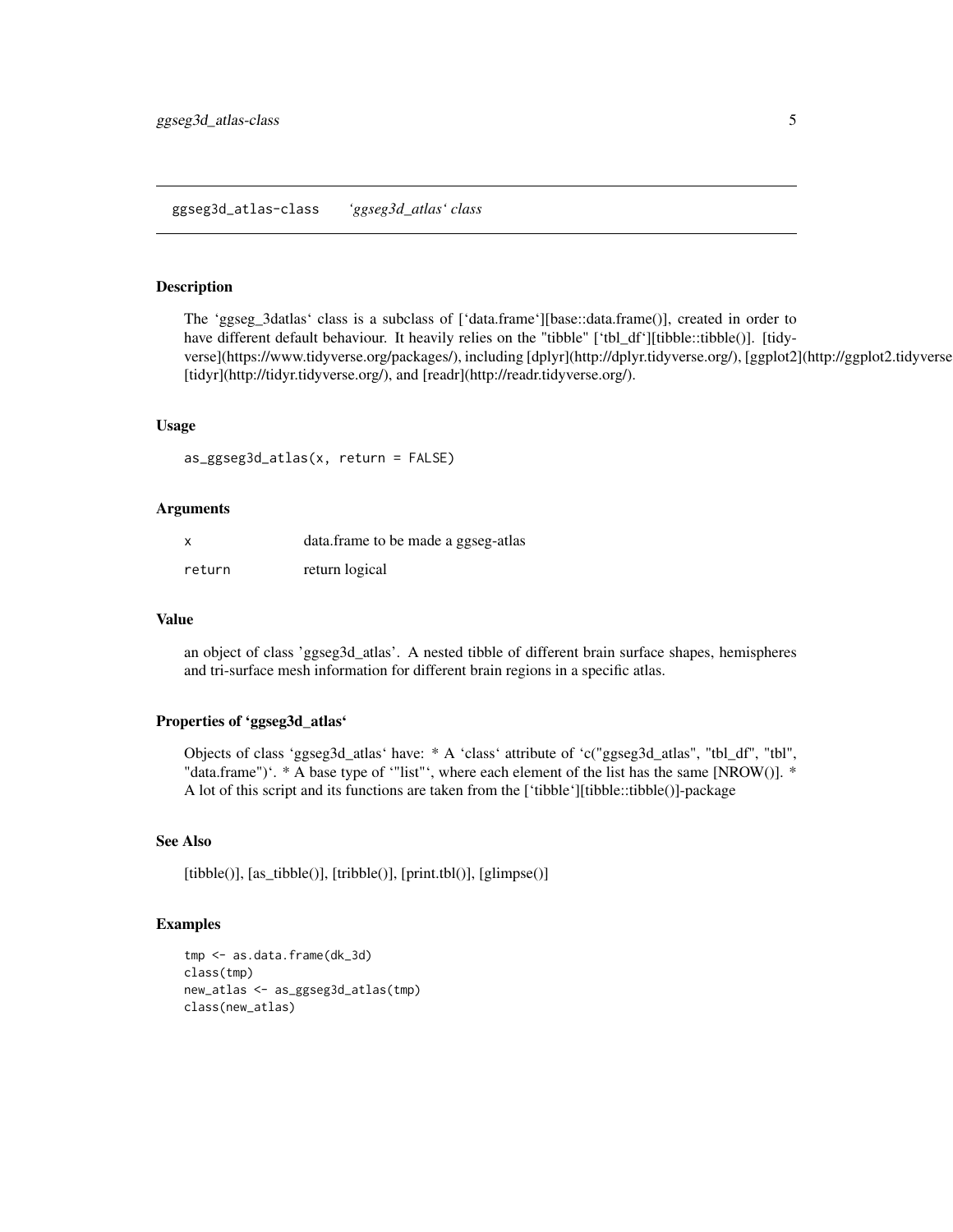## ggseg3d_atlas-class    *'ggseg3d_atlas' class*

### Description

The 'ggseg_3datlas' class is a subclass of ['data.frame'][base::data.frame()], created in order to have different default behaviour. It heavily relies on the "tibble" ['tbl_df'][tibble::tibble()]. [tidyverse](https://www.tidyverse.org/packages/), including [dplyr](http://dplyr.tidyverse.org/), [ggplot2](http://ggplot2.tidyverse [tidyr](http://tidyr.tidyverse.org/), and [readr](http://readr.tidyverse.org/).

### Usage

```
as_ggseg3d_atlas(x, return = FALSE)
```

### Arguments

| | |
|---|---|
| `x` | data.frame to be made a ggseg-atlas |
| `return` | return logical |

### Value

an object of class 'ggseg3d_atlas'. A nested tibble of different brain surface shapes, hemispheres and tri-surface mesh information for different brain regions in a specific atlas.

### Properties of 'ggseg3d_atlas'

Objects of class 'ggseg3d_atlas' have: * A 'class' attribute of 'c("ggseg3d_atlas", "tbl_df", "tbl", "data.frame")'. * A base type of '"list"', where each element of the list has the same [NROW()]. * A lot of this script and its functions are taken from the ['tibble'][tibble::tibble()]-package

### See Also

[tibble()], [as_tibble()], [tribble()], [print.tbl()], [glimpse()]

### Examples

```
tmp <- as.data.frame(dk_3d)
class(tmp)
new_atlas <- as_ggseg3d_atlas(tmp)
class(new_atlas)
```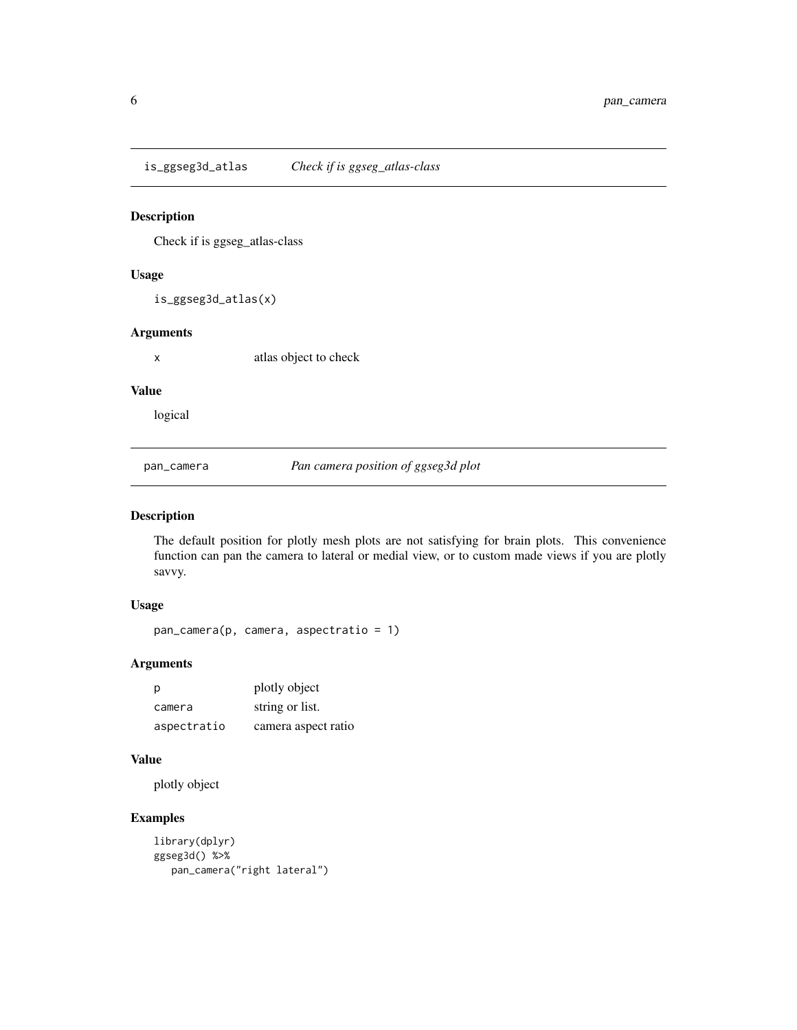## is_ggseg3d_atlas — *Check if is ggseg_atlas-class*

### Description

Check if is ggseg_atlas-class

### Usage

```
is_ggseg3d_atlas(x)
```

### Arguments

| | |
|---|---|
| x | atlas object to check |

### Value

logical

## pan_camera — *Pan camera position of ggseg3d plot*

### Description

The default position for plotly mesh plots are not satisfying for brain plots. This convenience function can pan the camera to lateral or medial view, or to custom made views if you are plotly savvy.

### Usage

```
pan_camera(p, camera, aspectratio = 1)
```

### Arguments

| | |
|---|---|
| p | plotly object |
| camera | string or list. |
| aspectratio | camera aspect ratio |

### Value

plotly object

### Examples

```
library(dplyr)
ggseg3d() %>%
   pan_camera("right lateral")
```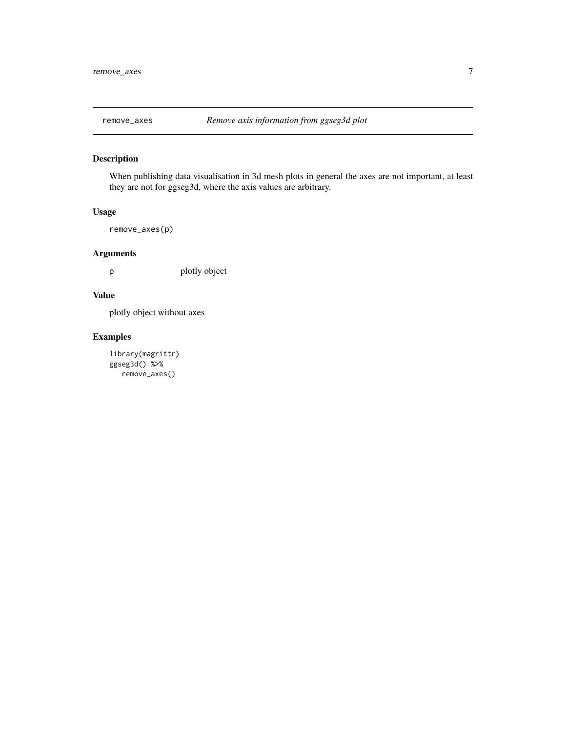## remove_axes *Remove axis information from ggseg3d plot*

### Description

When publishing data visualisation in 3d mesh plots in general the axes are not important, at least they are not for ggseg3d, where the axis values are arbitrary.

### Usage

```
remove_axes(p)
```

### Arguments

| | |
|---|---|
| p | plotly object |

### Value

plotly object without axes

### Examples

```
library(magrittr)
ggseg3d() %>%
   remove_axes()
```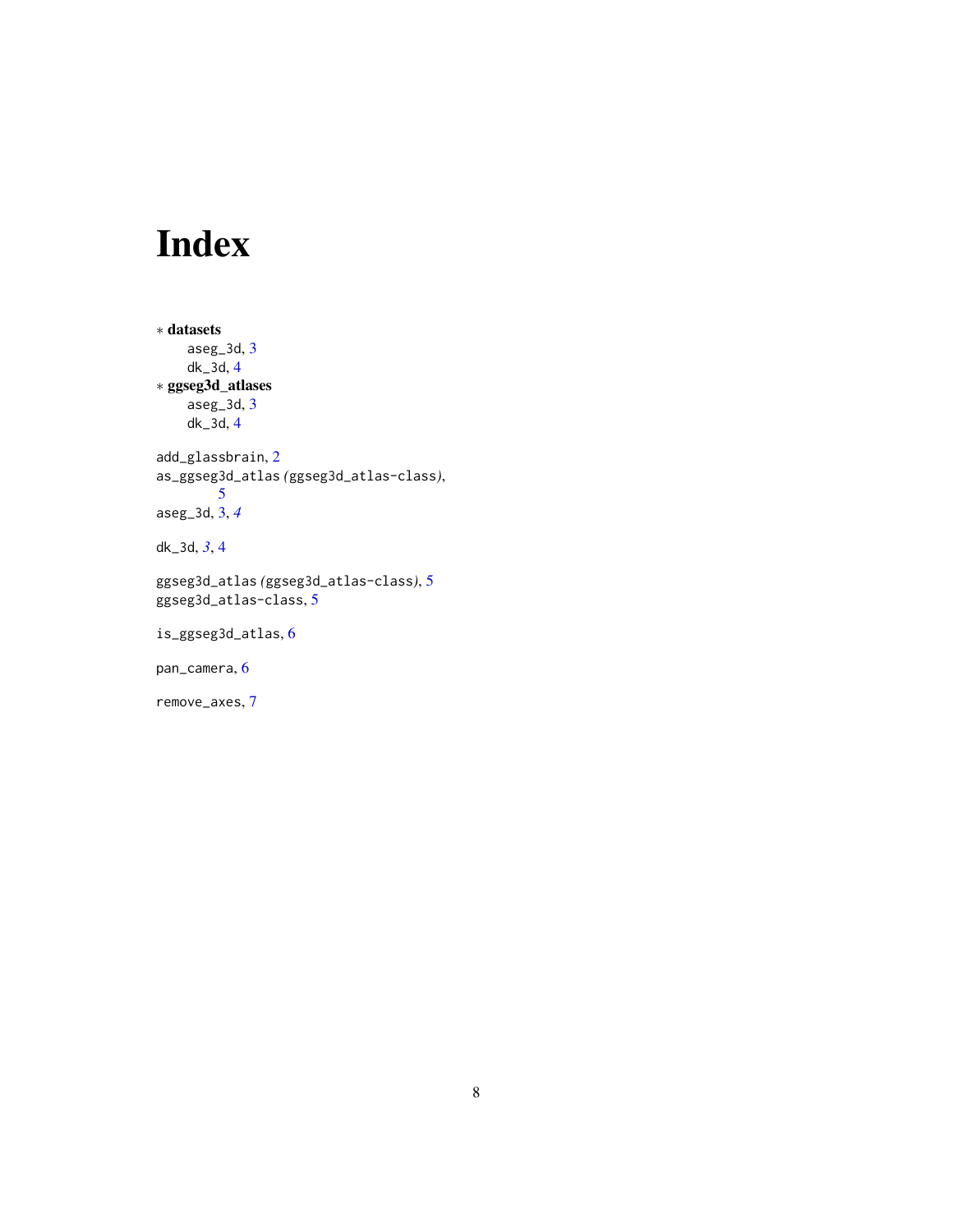# Index

∗ **datasets**
  aseg_3d, 3
  dk_3d, 4

∗ **ggseg3d_atlases**
  aseg_3d, 3
  dk_3d, 4

add_glassbrain, 2
as_ggseg3d_atlas *(*ggseg3d_atlas-class*)*, 5
aseg_3d, 3, *4*

dk_3d, *3*, 4

ggseg3d_atlas *(*ggseg3d_atlas-class*)*, 5
ggseg3d_atlas-class, 5

is_ggseg3d_atlas, 6

pan_camera, 6

remove_axes, 7